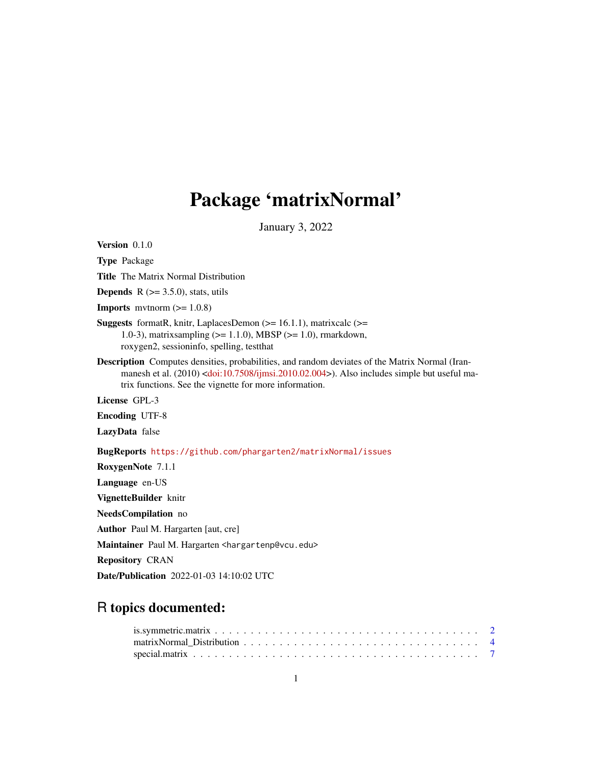# Package 'matrixNormal'

January 3, 2022

**Version** 0.1.0

**Type** Package

**Title** The Matrix Normal Distribution

**Depends** R (>= 3.5.0), stats, utils

**Imports** mvtnorm (>= 1.0.8)

**Suggests** formatR, knitr, LaplacesDemon (>= 16.1.1), matrixcalc (>= 1.0-3), matrixsampling (>= 1.1.0), MBSP (>= 1.0), rmarkdown, roxygen2, sessioninfo, spelling, testthat

**Description** Computes densities, probabilities, and random deviates of the Matrix Normal (Iranmanesh et al. (2010) <doi:10.7508/ijmsi.2010.02.004>). Also includes simple but useful matrix functions. See the vignette for more information.

**License** GPL-3

**Encoding** UTF-8

**LazyData** false

**BugReports** https://github.com/phargarten2/matrixNormal/issues

**RoxygenNote** 7.1.1

**Language** en-US

**VignetteBuilder** knitr

**NeedsCompilation** no

**Author** Paul M. Hargarten [aut, cre]

**Maintainer** Paul M. Hargarten <hargartenp@vcu.edu>

**Repository** CRAN

**Date/Publication** 2022-01-03 14:10:02 UTC

## R topics documented:

- is.symmetric.matrix . . . . . . . . . . . . . . . . . . . . . . . . . . . . . . . . . . . . . . . . 2
- matrixNormal_Distribution . . . . . . . . . . . . . . . . . . . . . . . . . . . . . . . . . . . . 4
- special.matrix . . . . . . . . . . . . . . . . . . . . . . . . . . . . . . . . . . . . . . . . . . . 7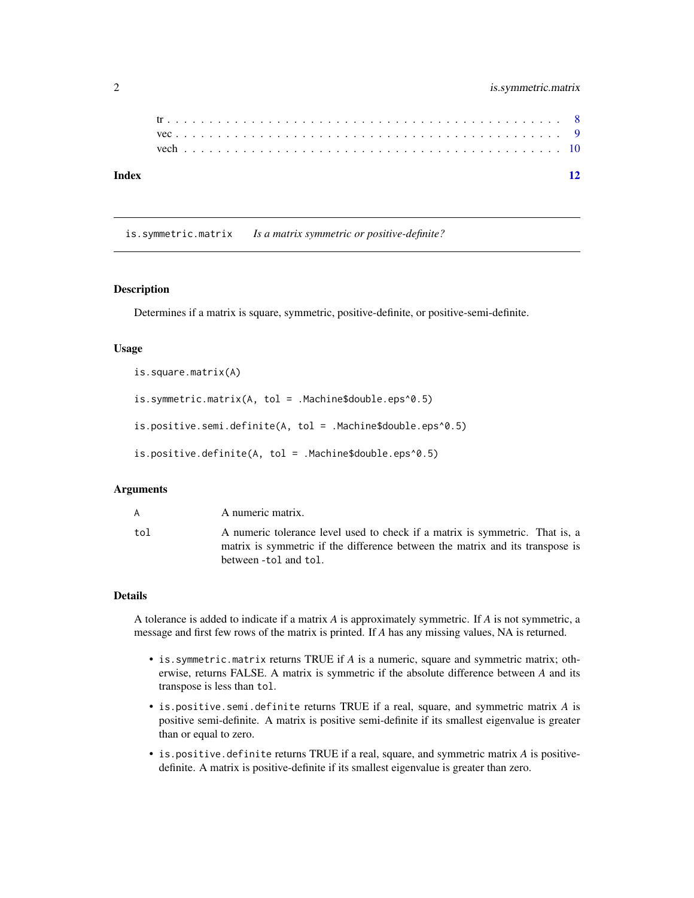tr . . . . . . . . . . . . . . . . . . . . . . . . . . . . . . . . . . . . . . . . . . . . 8
vec . . . . . . . . . . . . . . . . . . . . . . . . . . . . . . . . . . . . . . . . . . . 9
vech . . . . . . . . . . . . . . . . . . . . . . . . . . . . . . . . . . . . . . . . . . . 10

**Index** **12**

---

## is.symmetric.matrix *Is a matrix symmetric or positive-definite?*

---

### Description

Determines if a matrix is square, symmetric, positive-definite, or positive-semi-definite.

### Usage

```
is.square.matrix(A)

is.symmetric.matrix(A, tol = .Machine$double.eps^0.5)

is.positive.semi.definite(A, tol = .Machine$double.eps^0.5)

is.positive.definite(A, tol = .Machine$double.eps^0.5)
```

### Arguments

| | |
|---|---|
| A | A numeric matrix. |
| tol | A numeric tolerance level used to check if a matrix is symmetric. That is, a matrix is symmetric if the difference between the matrix and its transpose is between `-tol` and `tol`. |

### Details

A tolerance is added to indicate if a matrix *A* is approximately symmetric. If *A* is not symmetric, a message and first few rows of the matrix is printed. If *A* has any missing values, NA is returned.

- `is.symmetric.matrix` returns TRUE if *A* is a numeric, square and symmetric matrix; otherwise, returns FALSE. A matrix is symmetric if the absolute difference between *A* and its transpose is less than `tol`.
- `is.positive.semi.definite` returns TRUE if a real, square, and symmetric matrix *A* is positive semi-definite. A matrix is positive semi-definite if its smallest eigenvalue is greater than or equal to zero.
- `is.positive.definite` returns TRUE if a real, square, and symmetric matrix *A* is positive-definite. A matrix is positive-definite if its smallest eigenvalue is greater than zero.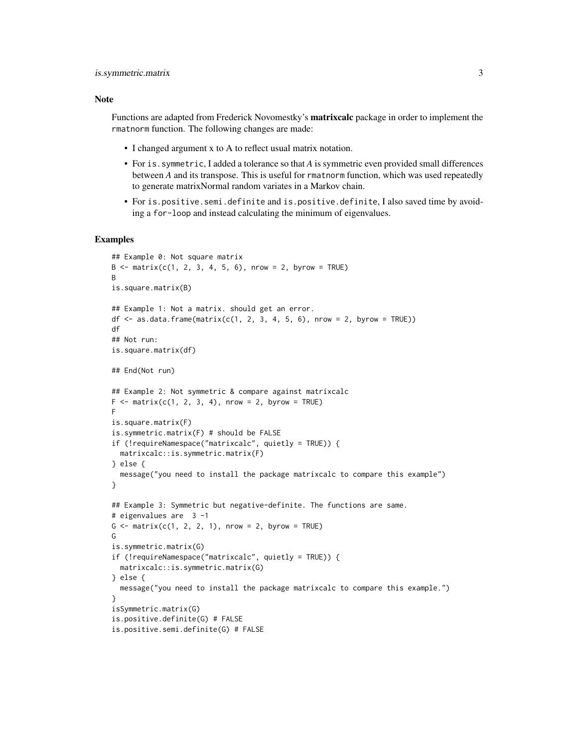## Note

Functions are adapted from Frederick Novomestky's **matrixcalc** package in order to implement the `rmatnorm` function. The following changes are made:

- I changed argument x to A to reflect usual matrix notation.
- For `is.symmetric`, I added a tolerance so that *A* is symmetric even provided small differences between *A* and its transpose. This is useful for `rmatnorm` function, which was used repeatedly to generate matrixNormal random variates in a Markov chain.
- For `is.positive.semi.definite` and `is.positive.definite`, I also saved time by avoiding a `for-loop` and instead calculating the minimum of eigenvalues.

## Examples

```
## Example 0: Not square matrix
B <- matrix(c(1, 2, 3, 4, 5, 6), nrow = 2, byrow = TRUE)
B
is.square.matrix(B)

## Example 1: Not a matrix. should get an error.
df <- as.data.frame(matrix(c(1, 2, 3, 4, 5, 6), nrow = 2, byrow = TRUE))
df
## Not run:
is.square.matrix(df)

## End(Not run)

## Example 2: Not symmetric & compare against matrixcalc
F <- matrix(c(1, 2, 3, 4), nrow = 2, byrow = TRUE)
F
is.square.matrix(F)
is.symmetric.matrix(F) # should be FALSE
if (!requireNamespace("matrixcalc", quietly = TRUE)) {
  matrixcalc::is.symmetric.matrix(F)
} else {
  message("you need to install the package matrixcalc to compare this example")
}

## Example 3: Symmetric but negative-definite. The functions are same.
# eigenvalues are  3 -1
G <- matrix(c(1, 2, 2, 1), nrow = 2, byrow = TRUE)
G
is.symmetric.matrix(G)
if (!requireNamespace("matrixcalc", quietly = TRUE)) {
  matrixcalc::is.symmetric.matrix(G)
} else {
  message("you need to install the package matrixcalc to compare this example.")
}
isSymmetric.matrix(G)
is.positive.definite(G) # FALSE
is.positive.semi.definite(G) # FALSE
```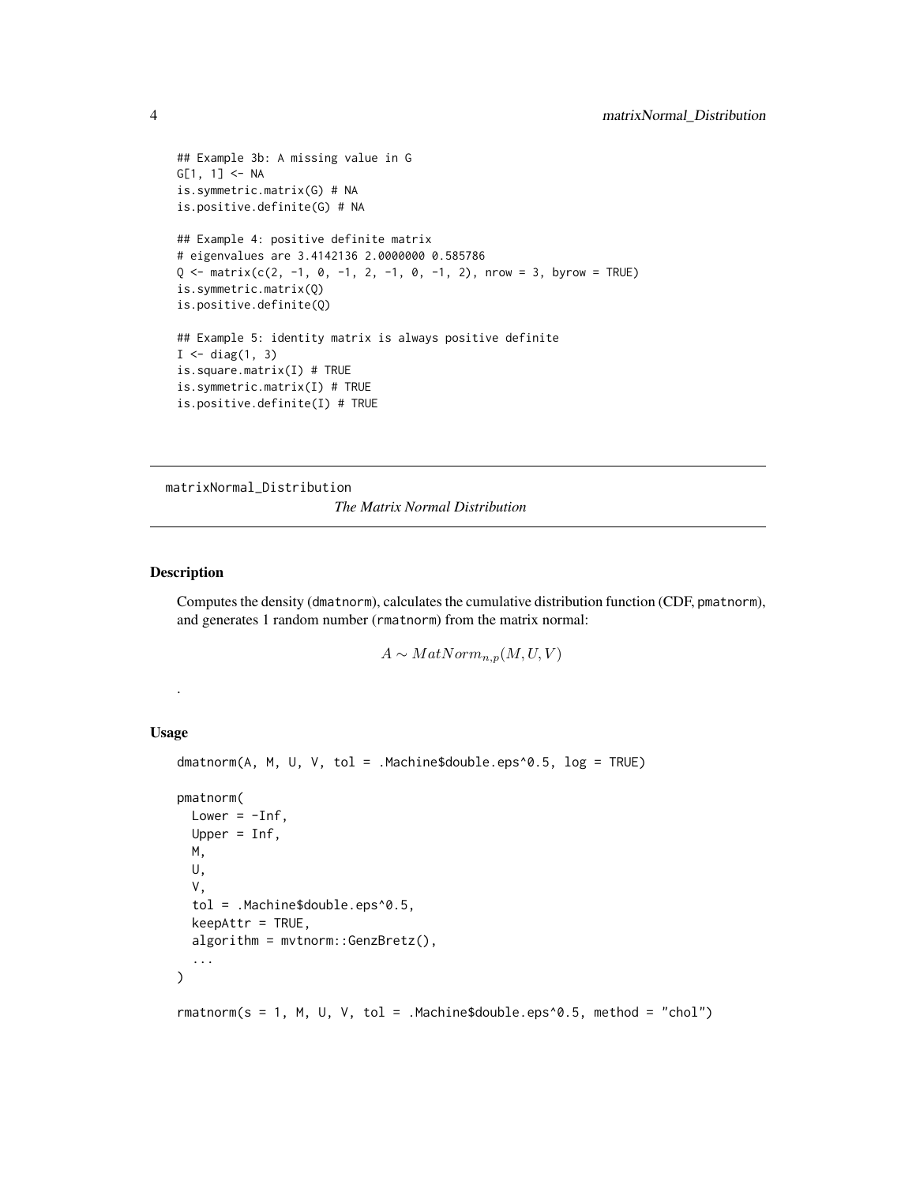```
## Example 3b: A missing value in G
G[1, 1] <- NA
is.symmetric.matrix(G) # NA
is.positive.definite(G) # NA

## Example 4: positive definite matrix
# eigenvalues are 3.4142136 2.0000000 0.585786
Q <- matrix(c(2, -1, 0, -1, 2, -1, 0, -1, 2), nrow = 3, byrow = TRUE)
is.symmetric.matrix(Q)
is.positive.definite(Q)

## Example 5: identity matrix is always positive definite
I <- diag(1, 3)
is.square.matrix(I) # TRUE
is.symmetric.matrix(I) # TRUE
is.positive.definite(I) # TRUE
```

---

matrixNormal_Distribution    *The Matrix Normal Distribution*

---

## Description

Computes the density (dmatnorm), calculates the cumulative distribution function (CDF, pmatnorm), and generates 1 random number (rmatnorm) from the matrix normal:

$$A \sim MatNorm_{n,p}(M, U, V)$$

.

## Usage

```
dmatnorm(A, M, U, V, tol = .Machine$double.eps^0.5, log = TRUE)

pmatnorm(
  Lower = -Inf,
  Upper = Inf,
  M,
  U,
  V,
  tol = .Machine$double.eps^0.5,
  keepAttr = TRUE,
  algorithm = mvtnorm::GenzBretz(),
  ...
)

rmatnorm(s = 1, M, U, V, tol = .Machine$double.eps^0.5, method = "chol")
```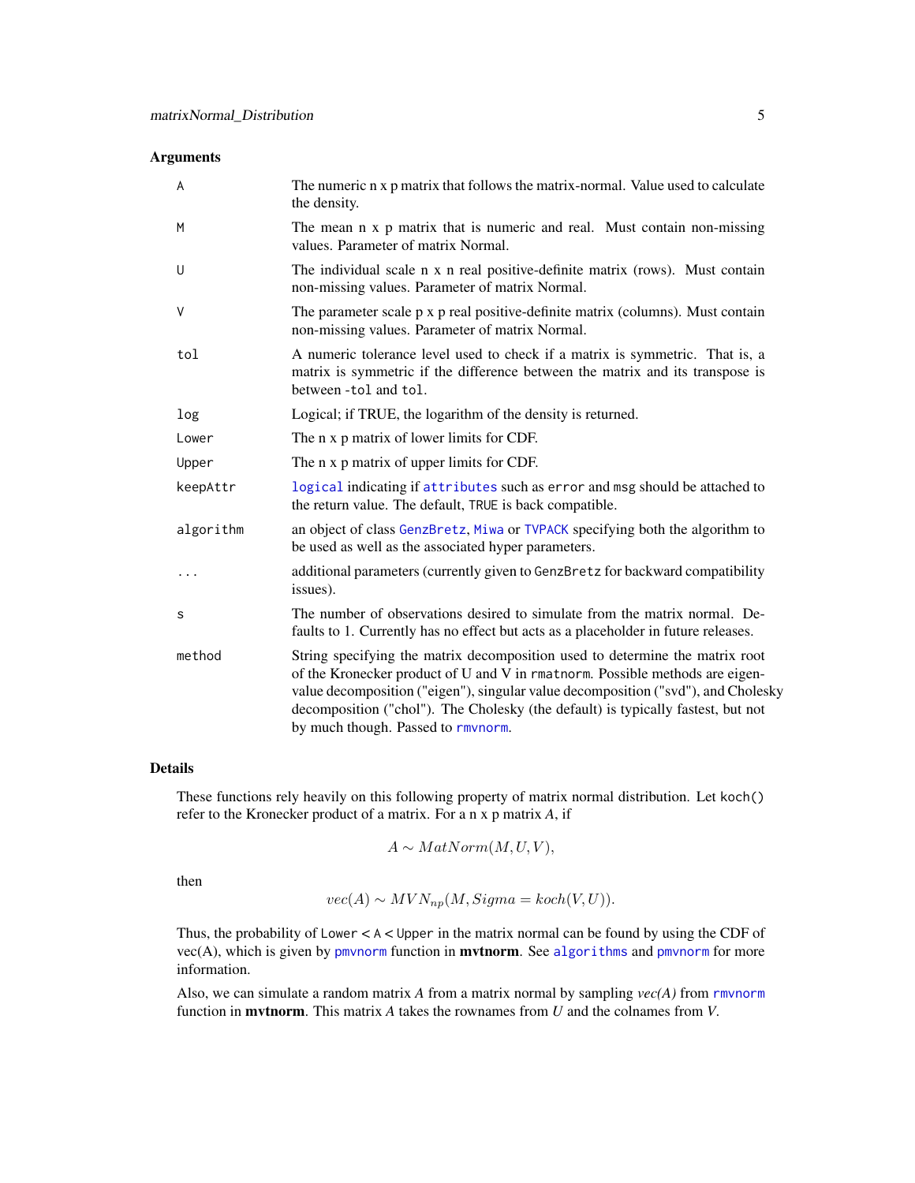## Arguments

| | |
|---|---|
| `A` | The numeric n x p matrix that follows the matrix-normal. Value used to calculate the density. |
| `M` | The mean n x p matrix that is numeric and real. Must contain non-missing values. Parameter of matrix Normal. |
| `U` | The individual scale n x n real positive-definite matrix (rows). Must contain non-missing values. Parameter of matrix Normal. |
| `V` | The parameter scale p x p real positive-definite matrix (columns). Must contain non-missing values. Parameter of matrix Normal. |
| `tol` | A numeric tolerance level used to check if a matrix is symmetric. That is, a matrix is symmetric if the difference between the matrix and its transpose is between `-tol` and `tol`. |
| `log` | Logical; if TRUE, the logarithm of the density is returned. |
| `Lower` | The n x p matrix of lower limits for CDF. |
| `Upper` | The n x p matrix of upper limits for CDF. |
| `keepAttr` | `logical` indicating if `attributes` such as `error` and `msg` should be attached to the return value. The default, `TRUE` is back compatible. |
| `algorithm` | an object of class `GenzBretz`, `Miwa` or `TVPACK` specifying both the algorithm to be used as well as the associated hyper parameters. |
| `...` | additional parameters (currently given to `GenzBretz` for backward compatibility issues). |
| `s` | The number of observations desired to simulate from the matrix normal. Defaults to 1. Currently has no effect but acts as a placeholder in future releases. |
| `method` | String specifying the matrix decomposition used to determine the matrix root of the Kronecker product of U and V in `rmatnorm`. Possible methods are eigenvalue decomposition ("eigen"), singular value decomposition ("svd"), and Cholesky decomposition ("chol"). The Cholesky (the default) is typically fastest, but not by much though. Passed to `rmvnorm`. |

## Details

These functions rely heavily on this following property of matrix normal distribution. Let `koch()` refer to the Kronecker product of a matrix. For a n x p matrix *A*, if

$$A \sim MatNorm(M, U, V),$$

then

$$vec(A) \sim MVN_{np}(M, Sigma = koch(V, U)).$$

Thus, the probability of `Lower` < `A` < `Upper` in the matrix normal can be found by using the CDF of vec(A), which is given by `pmvnorm` function in **mvtnorm**. See `algorithms` and `pmvnorm` for more information.

Also, we can simulate a random matrix *A* from a matrix normal by sampling *vec(A)* from `rmvnorm` function in **mvtnorm**. This matrix *A* takes the rownames from *U* and the colnames from *V*.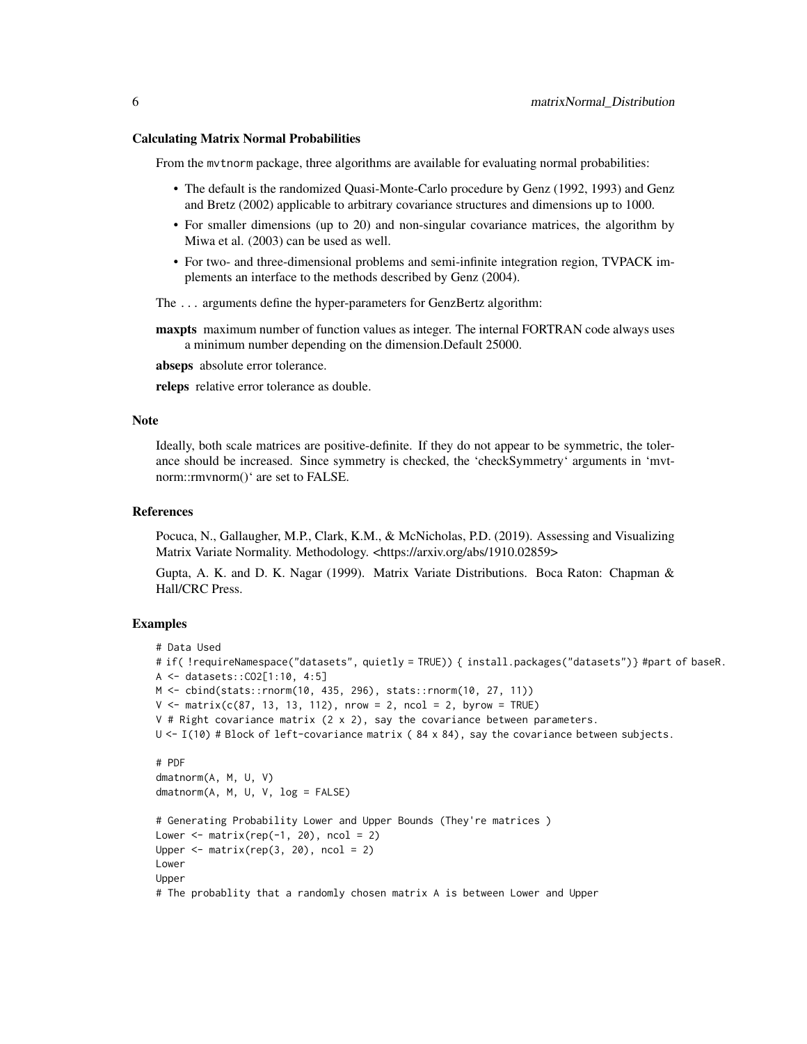### Calculating Matrix Normal Probabilities

From the mvtnorm package, three algorithms are available for evaluating normal probabilities:

- The default is the randomized Quasi-Monte-Carlo procedure by Genz (1992, 1993) and Genz and Bretz (2002) applicable to arbitrary covariance structures and dimensions up to 1000.
- For smaller dimensions (up to 20) and non-singular covariance matrices, the algorithm by Miwa et al. (2003) can be used as well.
- For two- and three-dimensional problems and semi-infinite integration region, TVPACK implements an interface to the methods described by Genz (2004).

The ... arguments define the hyper-parameters for GenzBertz algorithm:

**maxpts** maximum number of function values as integer. The internal FORTRAN code always uses a minimum number depending on the dimension.Default 25000.

**abseps** absolute error tolerance.

**releps** relative error tolerance as double.

## Note

Ideally, both scale matrices are positive-definite. If they do not appear to be symmetric, the tolerance should be increased. Since symmetry is checked, the 'checkSymmetry' arguments in 'mvtnorm::rmvnorm()' are set to FALSE.

## References

Pocuca, N., Gallaugher, M.P., Clark, K.M., & McNicholas, P.D. (2019). Assessing and Visualizing Matrix Variate Normality. Methodology. <https://arxiv.org/abs/1910.02859>

Gupta, A. K. and D. K. Nagar (1999). Matrix Variate Distributions. Boca Raton: Chapman & Hall/CRC Press.

## Examples

```
# Data Used
# if( !requireNamespace("datasets", quietly = TRUE)) { install.packages("datasets")} #part of baseR.
A <- datasets::CO2[1:10, 4:5]
M <- cbind(stats::rnorm(10, 435, 296), stats::rnorm(10, 27, 11))
V <- matrix(c(87, 13, 13, 112), nrow = 2, ncol = 2, byrow = TRUE)
V # Right covariance matrix (2 x 2), say the covariance between parameters.
U <- I(10) # Block of left-covariance matrix ( 84 x 84), say the covariance between subjects.

# PDF
dmatnorm(A, M, U, V)
dmatnorm(A, M, U, V, log = FALSE)

# Generating Probability Lower and Upper Bounds (They're matrices )
Lower <- matrix(rep(-1, 20), ncol = 2)
Upper <- matrix(rep(3, 20), ncol = 2)
Lower
Upper
# The probablity that a randomly chosen matrix A is between Lower and Upper
```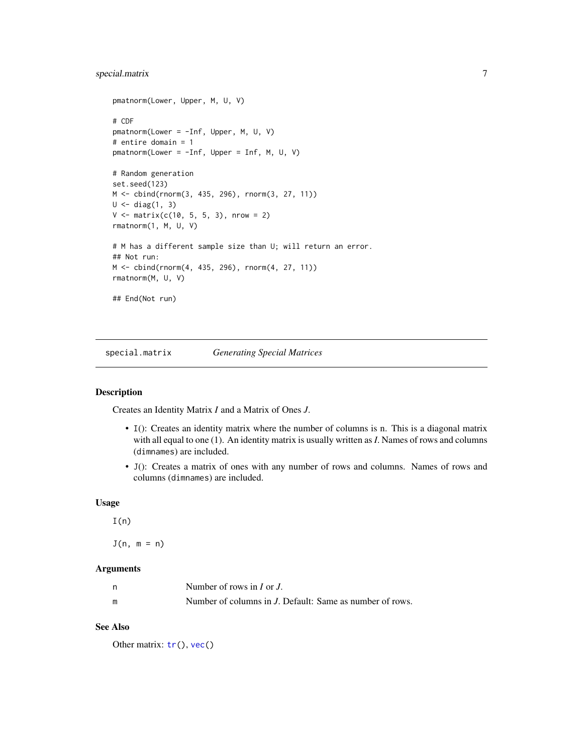```
pmatnorm(Lower, Upper, M, U, V)

# CDF
pmatnorm(Lower = -Inf, Upper, M, U, V)
# entire domain = 1
pmatnorm(Lower = -Inf, Upper = Inf, M, U, V)

# Random generation
set.seed(123)
M <- cbind(rnorm(3, 435, 296), rnorm(3, 27, 11))
U <- diag(1, 3)
V <- matrix(c(10, 5, 5, 3), nrow = 2)
rmatnorm(1, M, U, V)

# M has a different sample size than U; will return an error.
## Not run:
M <- cbind(rnorm(4, 435, 296), rnorm(4, 27, 11))
rmatnorm(M, U, V)

## End(Not run)
```

---

## special.matrix — *Generating Special Matrices*

### Description

Creates an Identity Matrix *I* and a Matrix of Ones *J*.

- `I()`: Creates an identity matrix where the number of columns is n. This is a diagonal matrix with all equal to one (1). An identity matrix is usually written as *I*. Names of rows and columns (`dimnames`) are included.
- `J()`: Creates a matrix of ones with any number of rows and columns. Names of rows and columns (`dimnames`) are included.

### Usage

```
I(n)

J(n, m = n)
```

### Arguments

| | |
|---|---|
| `n` | Number of rows in *I* or *J*. |
| `m` | Number of columns in *J*. Default: Same as number of rows. |

### See Also

Other matrix: `tr()`, `vec()`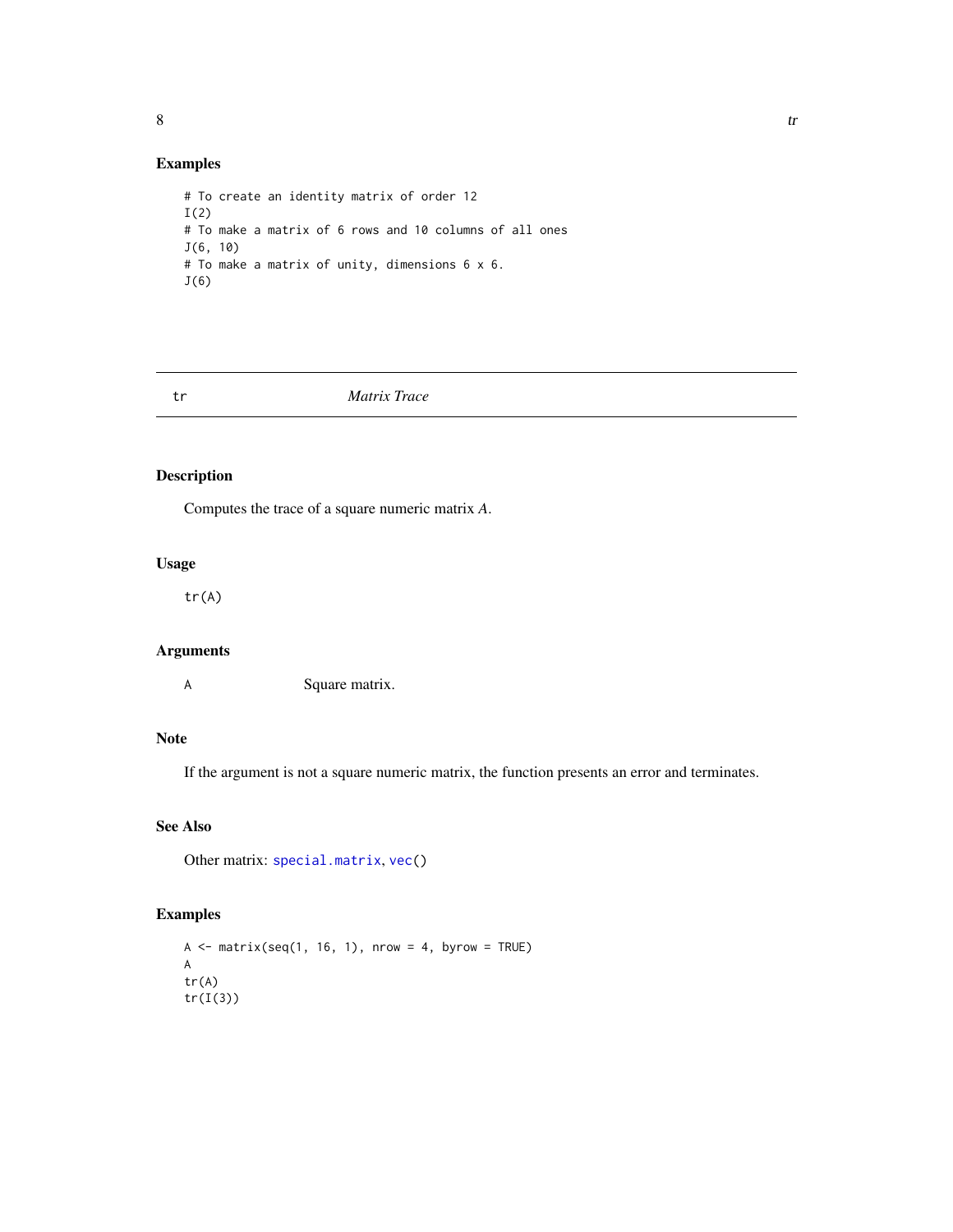## Examples

```
# To create an identity matrix of order 12
I(2)
# To make a matrix of 6 rows and 10 columns of all ones
J(6, 10)
# To make a matrix of unity, dimensions 6 x 6.
J(6)
```

---

# tr *Matrix Trace*

---

## Description

Computes the trace of a square numeric matrix *A*.

## Usage

```
tr(A)
```

## Arguments

| | |
|---|---|
| A | Square matrix. |

## Note

If the argument is not a square numeric matrix, the function presents an error and terminates.

## See Also

Other matrix: `special.matrix`, `vec()`

## Examples

```
A <- matrix(seq(1, 16, 1), nrow = 4, byrow = TRUE)
A
tr(A)
tr(I(3))
```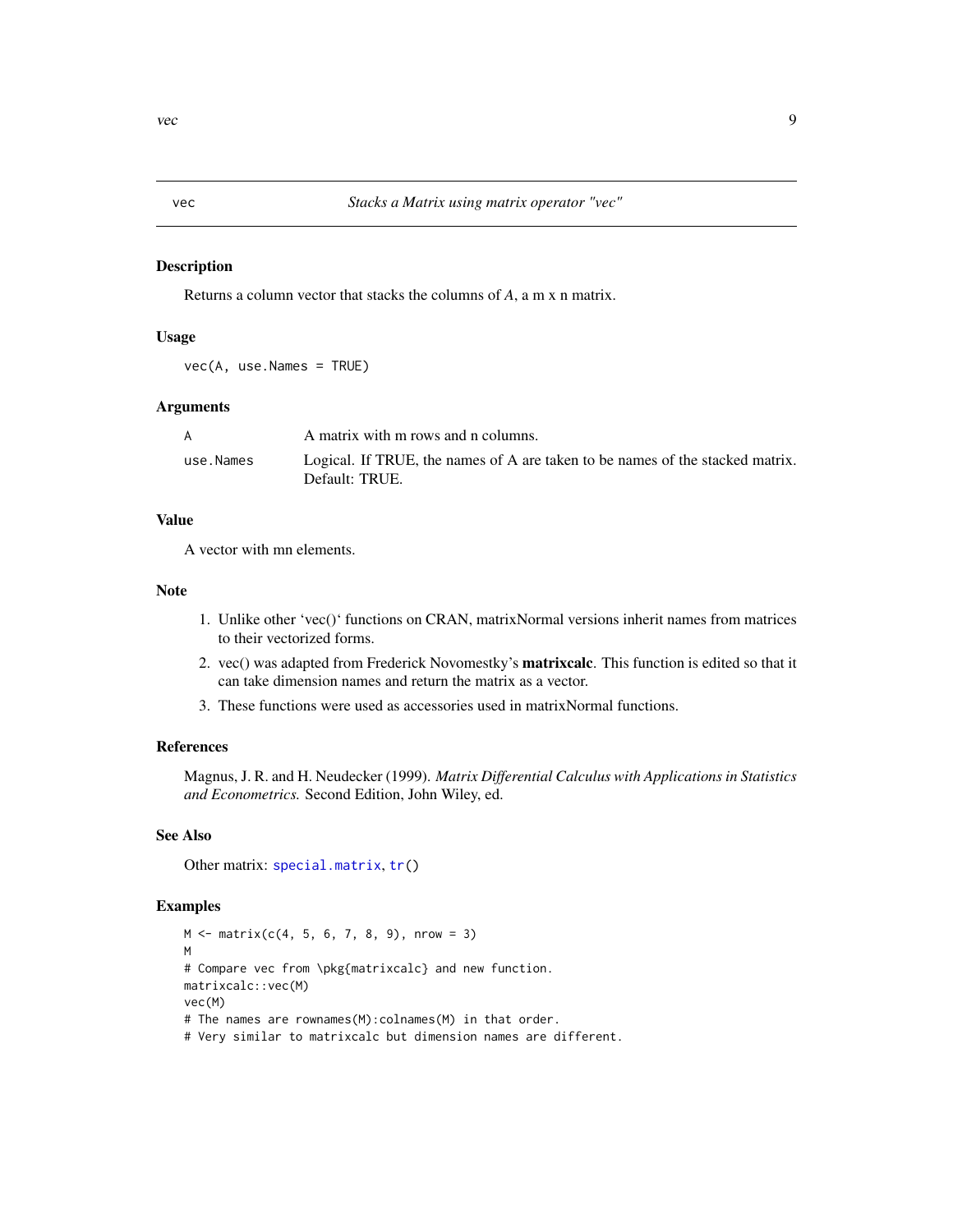# vec — *Stacks a Matrix using matrix operator "vec"*

## Description

Returns a column vector that stacks the columns of *A*, a m x n matrix.

## Usage

```
vec(A, use.Names = TRUE)
```

## Arguments

| | |
|---|---|
| `A` | A matrix with m rows and n columns. |
| `use.Names` | Logical. If TRUE, the names of A are taken to be names of the stacked matrix. Default: TRUE. |

## Value

A vector with mn elements.

## Note

1. Unlike other 'vec()' functions on CRAN, matrixNormal versions inherit names from matrices to their vectorized forms.
2. vec() was adapted from Frederick Novomestky's **matrixcalc**. This function is edited so that it can take dimension names and return the matrix as a vector.
3. These functions were used as accessories used in matrixNormal functions.

## References

Magnus, J. R. and H. Neudecker (1999). *Matrix Differential Calculus with Applications in Statistics and Econometrics.* Second Edition, John Wiley, ed.

## See Also

Other matrix: `special.matrix`, `tr()`

## Examples

```
M <- matrix(c(4, 5, 6, 7, 8, 9), nrow = 3)
M
# Compare vec from \pkg{matrixcalc} and new function.
matrixcalc::vec(M)
vec(M)
# The names are rownames(M):colnames(M) in that order.
# Very similar to matrixcalc but dimension names are different.
```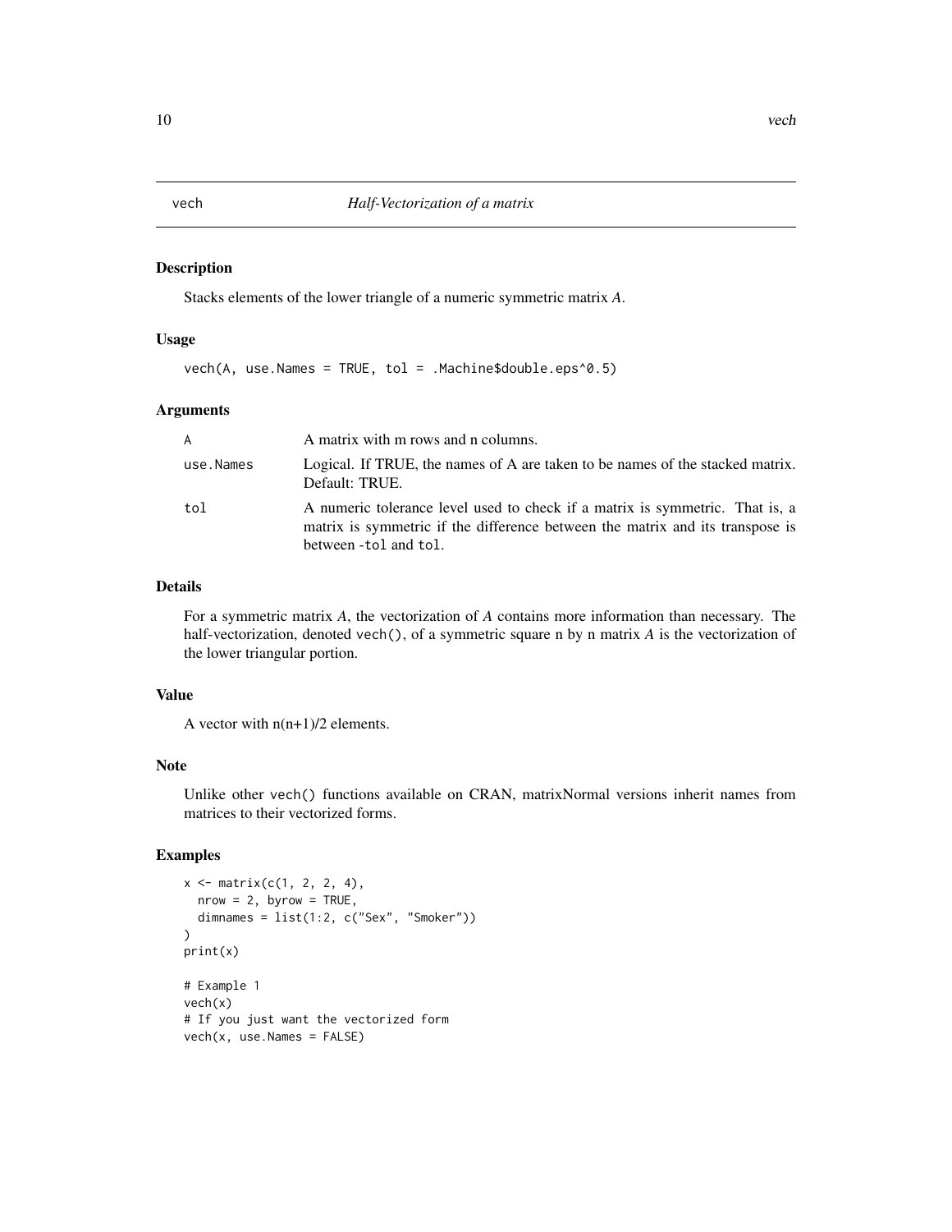# vech — *Half-Vectorization of a matrix*

## Description

Stacks elements of the lower triangle of a numeric symmetric matrix *A*.

## Usage

```
vech(A, use.Names = TRUE, tol = .Machine$double.eps^0.5)
```

## Arguments

| | |
|---|---|
| `A` | A matrix with m rows and n columns. |
| `use.Names` | Logical. If TRUE, the names of A are taken to be names of the stacked matrix. Default: TRUE. |
| `tol` | A numeric tolerance level used to check if a matrix is symmetric. That is, a matrix is symmetric if the difference between the matrix and its transpose is between `-tol` and `tol`. |

## Details

For a symmetric matrix *A*, the vectorization of *A* contains more information than necessary. The half-vectorization, denoted `vech()`, of a symmetric square n by n matrix *A* is the vectorization of the lower triangular portion.

## Value

A vector with n(n+1)/2 elements.

## Note

Unlike other `vech()` functions available on CRAN, matrixNormal versions inherit names from matrices to their vectorized forms.

## Examples

```
x <- matrix(c(1, 2, 2, 4),
  nrow = 2, byrow = TRUE,
  dimnames = list(1:2, c("Sex", "Smoker"))
)
print(x)

# Example 1
vech(x)
# If you just want the vectorized form
vech(x, use.Names = FALSE)
```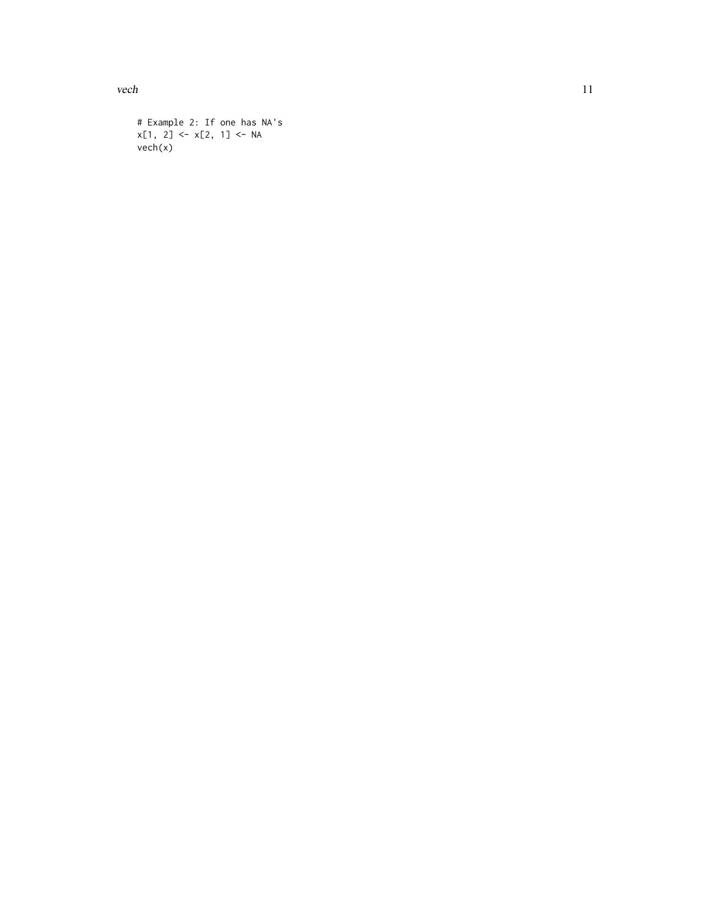```
# Example 2: If one has NA's
x[1, 2] <- x[2, 1] <- NA
vech(x)
```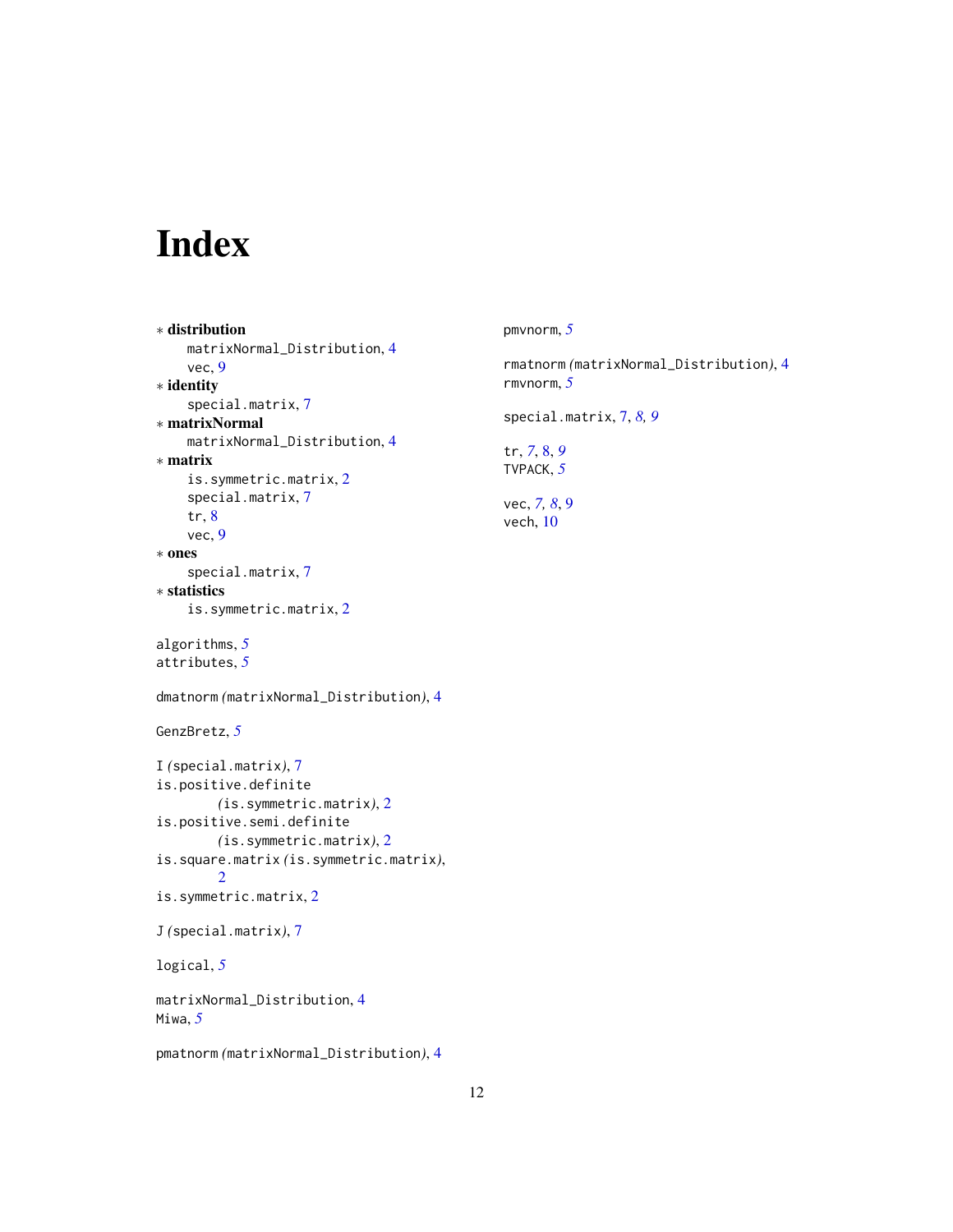# Index

* **distribution**
    matrixNormal_Distribution, 4
    vec, 9
* **identity**
    special.matrix, 7
* **matrixNormal**
    matrixNormal_Distribution, 4
* **matrix**
    is.symmetric.matrix, 2
    special.matrix, 7
    tr, 8
    vec, 9
* **ones**
    special.matrix, 7
* **statistics**
    is.symmetric.matrix, 2

algorithms, *5*
attributes, *5*

dmatnorm *(*matrixNormal_Distribution*)*, 4

GenzBretz, *5*

I *(*special.matrix*)*, 7
is.positive.definite
    *(*is.symmetric.matrix*)*, 2
is.positive.semi.definite
    *(*is.symmetric.matrix*)*, 2
is.square.matrix *(*is.symmetric.matrix*)*,
    2
is.symmetric.matrix, 2

J *(*special.matrix*)*, 7

logical, *5*

matrixNormal_Distribution, 4
Miwa, *5*

pmatnorm *(*matrixNormal_Distribution*)*, 4
pmvnorm, *5*

rmatnorm *(*matrixNormal_Distribution*)*, 4
rmvnorm, *5*

special.matrix, 7, *8, 9*

tr, *7*, 8, *9*
TVPACK, *5*

vec, *7, 8*, 9
vech, 10